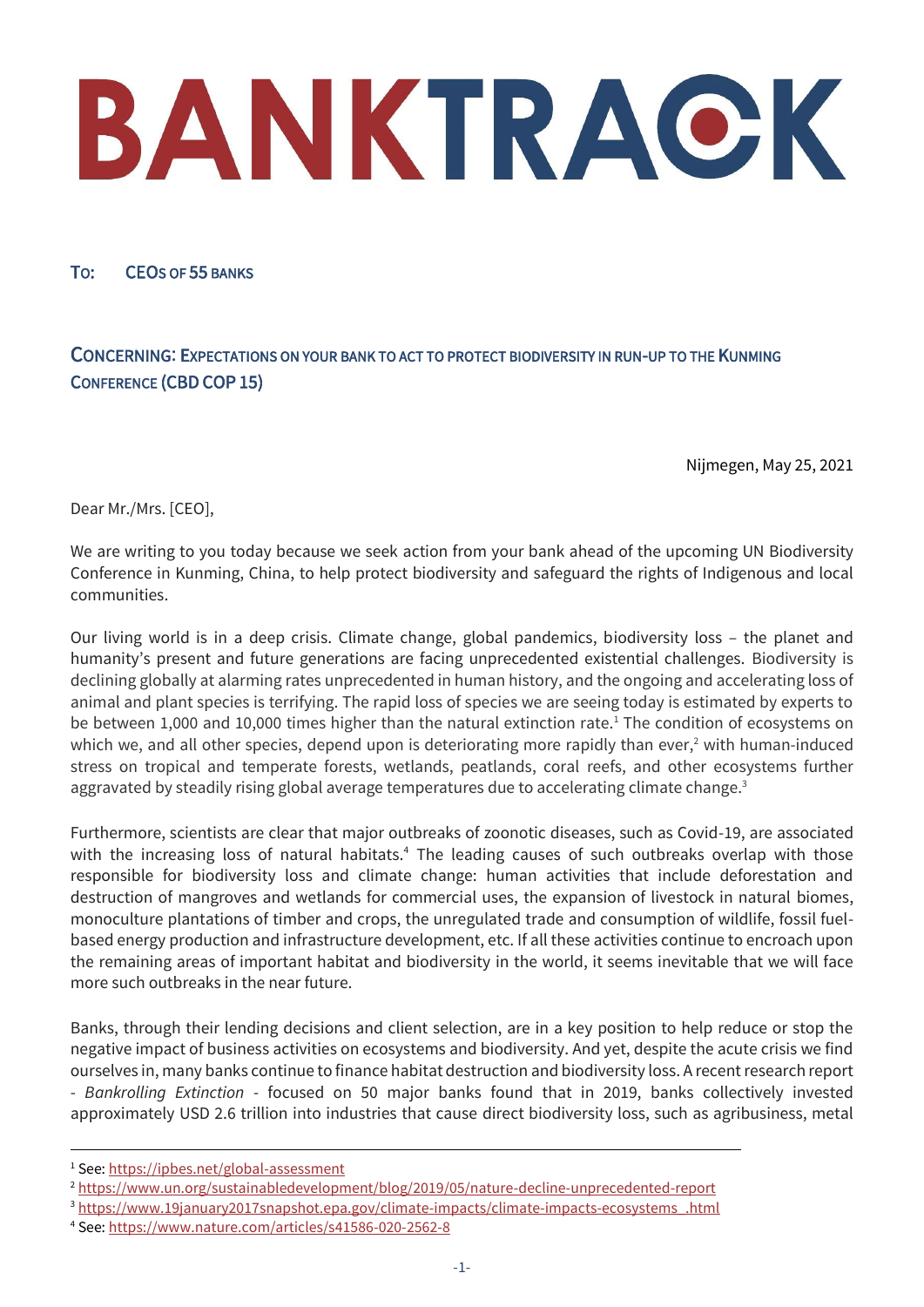# BANKTRACK

**To: CEOs of 55 banks**

**Concerning: Expectations on your bank to act to protect biodiversity in run-up to the Kunming Conference (CBD COP 15)**

Nijmegen, May 25, 2021

Dear Mr./Mrs. [CEO],

We are writing to you today because we seek action from your bank ahead of the upcoming UN Biodiversity Conference in Kunming, China, to help protect biodiversity and safeguard the rights of Indigenous and local communities.

Our living world is in a deep crisis. Climate change, global pandemics, biodiversity loss – the planet and humanity's present and future generations are facing unprecedented existential challenges. Biodiversity is declining globally at alarming rates unprecedented in human history, and the ongoing and accelerating loss of animal and plant species is terrifying. The rapid loss of species we are seeing today is estimated by experts to be between 1,000 and 10,000 times higher than the natural extinction rate.[1] The condition of ecosystems on which we, and all other species, depend upon is deteriorating more rapidly than ever,[2] with human-induced stress on tropical and temperate forests, wetlands, peatlands, coral reefs, and other ecosystems further aggravated by steadily rising global average temperatures due to accelerating climate change.[3]

Furthermore, scientists are clear that major outbreaks of zoonotic diseases, such as Covid-19, are associated with the increasing loss of natural habitats.[4] The leading causes of such outbreaks overlap with those responsible for biodiversity loss and climate change: human activities that include deforestation and destruction of mangroves and wetlands for commercial uses, the expansion of livestock in natural biomes, monoculture plantations of timber and crops, the unregulated trade and consumption of wildlife, fossil fuel-based energy production and infrastructure development, etc. If all these activities continue to encroach upon the remaining areas of important habitat and biodiversity in the world, it seems inevitable that we will face more such outbreaks in the near future.

Banks, through their lending decisions and client selection, are in a key position to help reduce or stop the negative impact of business activities on ecosystems and biodiversity. And yet, despite the acute crisis we find ourselves in, many banks continue to finance habitat destruction and biodiversity loss. A recent research report - *Bankrolling Extinction* - focused on 50 major banks found that in 2019, banks collectively invested approximately USD 2.6 trillion into industries that cause direct biodiversity loss, such as agribusiness, metal

---

[1] See: https://ipbes.net/global-assessment

[2] https://www.un.org/sustainabledevelopment/blog/2019/05/nature-decline-unprecedented-report

[3] https://www.19january2017snapshot.epa.gov/climate-impacts/climate-impacts-ecosystems_.html

[4] See: https://www.nature.com/articles/s41586-020-2562-8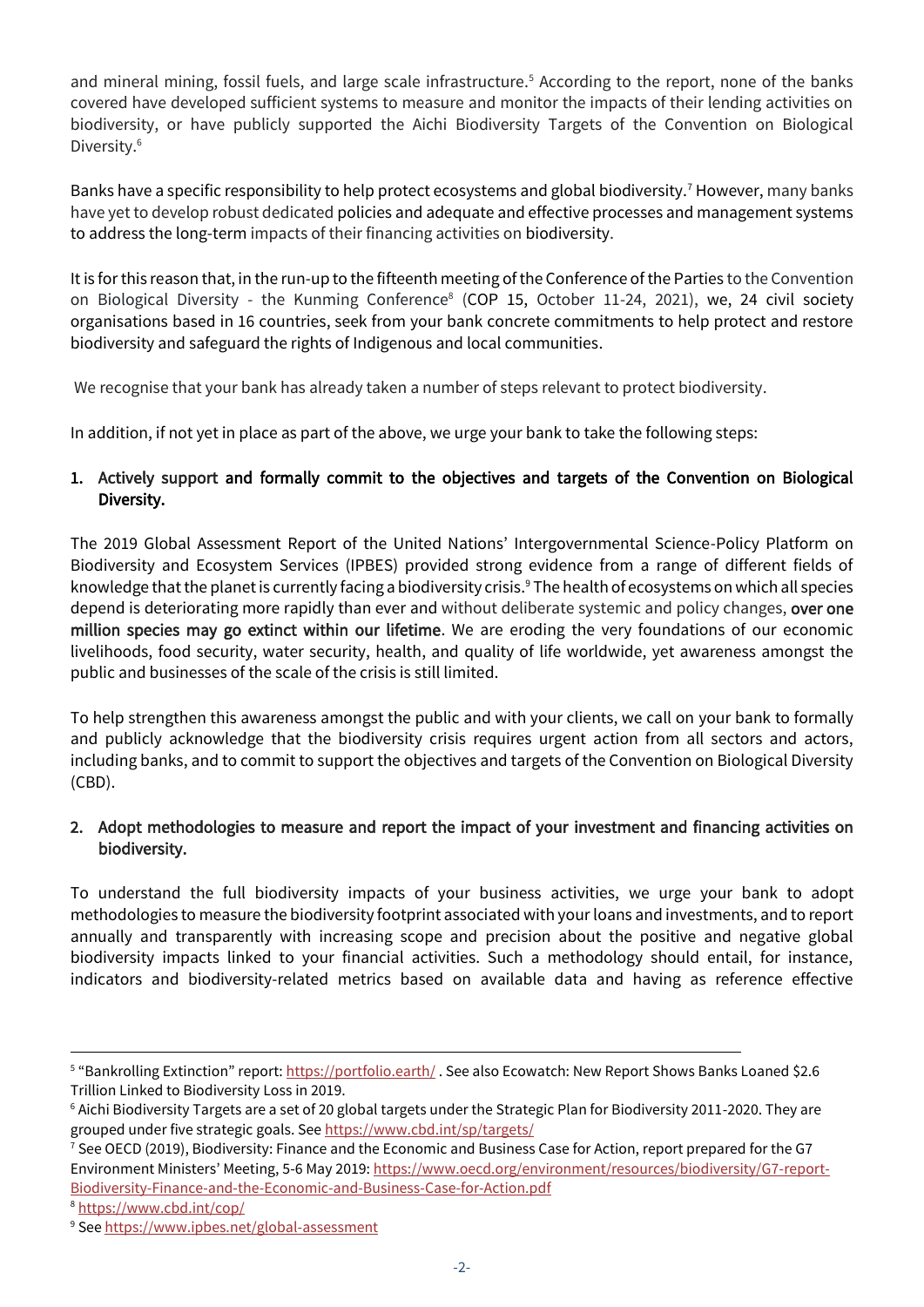and mineral mining, fossil fuels, and large scale infrastructure.[5] According to the report, none of the banks covered have developed sufficient systems to measure and monitor the impacts of their lending activities on biodiversity, or have publicly supported the Aichi Biodiversity Targets of the Convention on Biological Diversity.[6]

Banks have a specific responsibility to help protect ecosystems and global biodiversity.[7] However, many banks have yet to develop robust dedicated policies and adequate and effective processes and management systems to address the long-term impacts of their financing activities on biodiversity.

It is for this reason that, in the run-up to the fifteenth meeting of the Conference of the Parties to the Convention on Biological Diversity - the Kunming Conference[8] (COP 15, October 11-24, 2021), we, 24 civil society organisations based in 16 countries, seek from your bank concrete commitments to help protect and restore biodiversity and safeguard the rights of Indigenous and local communities.

We recognise that your bank has already taken a number of steps relevant to protect biodiversity.

In addition, if not yet in place as part of the above, we urge your bank to take the following steps:

1. **Actively support and formally commit to the objectives and targets of the Convention on Biological Diversity.**

The 2019 Global Assessment Report of the United Nations' Intergovernmental Science-Policy Platform on Biodiversity and Ecosystem Services (IPBES) provided strong evidence from a range of different fields of knowledge that the planet is currently facing a biodiversity crisis.[9] The health of ecosystems on which all species depend is deteriorating more rapidly than ever and without deliberate systemic and policy changes, **over one million species may go extinct within our lifetime**. We are eroding the very foundations of our economic livelihoods, food security, water security, health, and quality of life worldwide, yet awareness amongst the public and businesses of the scale of the crisis is still limited.

To help strengthen this awareness amongst the public and with your clients, we call on your bank to formally and publicly acknowledge that the biodiversity crisis requires urgent action from all sectors and actors, including banks, and to commit to support the objectives and targets of the Convention on Biological Diversity (CBD).

2. **Adopt methodologies to measure and report the impact of your investment and financing activities on biodiversity.**

To understand the full biodiversity impacts of your business activities, we urge your bank to adopt methodologies to measure the biodiversity footprint associated with your loans and investments, and to report annually and transparently with increasing scope and precision about the positive and negative global biodiversity impacts linked to your financial activities. Such a methodology should entail, for instance, indicators and biodiversity-related metrics based on available data and having as reference effective

---

[5] "Bankrolling Extinction" report: https://portfolio.earth/ . See also Ecowatch: New Report Shows Banks Loaned $2.6 Trillion Linked to Biodiversity Loss in 2019.

[6] Aichi Biodiversity Targets are a set of 20 global targets under the Strategic Plan for Biodiversity 2011-2020. They are grouped under five strategic goals. See https://www.cbd.int/sp/targets/

[7] See OECD (2019), Biodiversity: Finance and the Economic and Business Case for Action, report prepared for the G7 Environment Ministers' Meeting, 5-6 May 2019: https://www.oecd.org/environment/resources/biodiversity/G7-report-Biodiversity-Finance-and-the-Economic-and-Business-Case-for-Action.pdf

[8] https://www.cbd.int/cop/

[9] See https://www.ipbes.net/global-assessment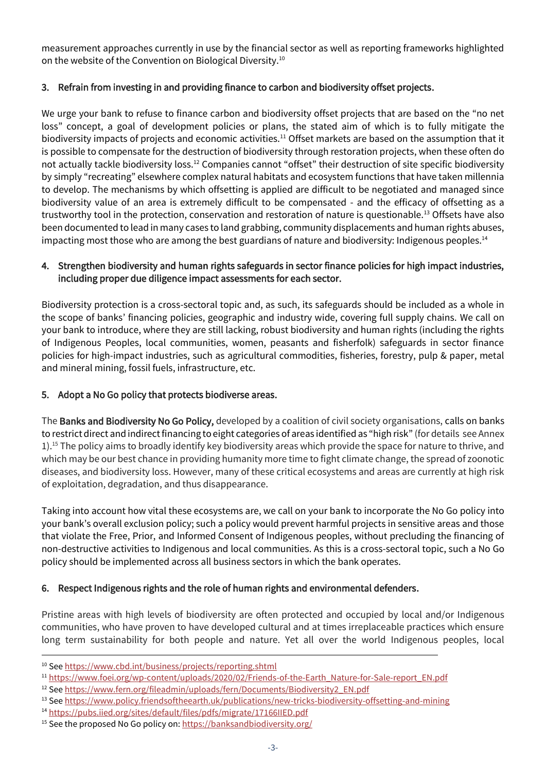measurement approaches currently in use by the financial sector as well as reporting frameworks highlighted on the website of the Convention on Biological Diversity.[10]

### 3. Refrain from investing in and providing finance to carbon and biodiversity offset projects.

We urge your bank to refuse to finance carbon and biodiversity offset projects that are based on the "no net loss" concept, a goal of development policies or plans, the stated aim of which is to fully mitigate the biodiversity impacts of projects and economic activities.[11] Offset markets are based on the assumption that it is possible to compensate for the destruction of biodiversity through restoration projects, when these often do not actually tackle biodiversity loss.[12] Companies cannot "offset" their destruction of site specific biodiversity by simply "recreating" elsewhere complex natural habitats and ecosystem functions that have taken millennia to develop. The mechanisms by which offsetting is applied are difficult to be negotiated and managed since biodiversity value of an area is extremely difficult to be compensated - and the efficacy of offsetting as a trustworthy tool in the protection, conservation and restoration of nature is questionable.[13] Offsets have also been documented to lead in many cases to land grabbing, community displacements and human rights abuses, impacting most those who are among the best guardians of nature and biodiversity: Indigenous peoples.[14]

### 4. Strengthen biodiversity and human rights safeguards in sector finance policies for high impact industries, including proper due diligence impact assessments for each sector.

Biodiversity protection is a cross-sectoral topic and, as such, its safeguards should be included as a whole in the scope of banks' financing policies, geographic and industry wide, covering full supply chains. We call on your bank to introduce, where they are still lacking, robust biodiversity and human rights (including the rights of Indigenous Peoples, local communities, women, peasants and fisherfolk) safeguards in sector finance policies for high-impact industries, such as agricultural commodities, fisheries, forestry, pulp & paper, metal and mineral mining, fossil fuels, infrastructure, etc.

### 5. Adopt a No Go policy that protects biodiverse areas.

The **Banks and Biodiversity No Go Policy,** developed by a coalition of civil society organisations, calls on banks to restrict direct and indirect financing to eight categories of areas identified as "high risk" (for details see Annex 1).[15] The policy aims to broadly identify key biodiversity areas which provide the space for nature to thrive, and which may be our best chance in providing humanity more time to fight climate change, the spread of zoonotic diseases, and biodiversity loss. However, many of these critical ecosystems and areas are currently at high risk of exploitation, degradation, and thus disappearance.

Taking into account how vital these ecosystems are, we call on your bank to incorporate the No Go policy into your bank's overall exclusion policy; such a policy would prevent harmful projects in sensitive areas and those that violate the Free, Prior, and Informed Consent of Indigenous peoples, without precluding the financing of non-destructive activities to Indigenous and local communities. As this is a cross-sectoral topic, such a No Go policy should be implemented across all business sectors in which the bank operates.

### 6. Respect Indigenous rights and the role of human rights and environmental defenders.

Pristine areas with high levels of biodiversity are often protected and occupied by local and/or Indigenous communities, who have proven to have developed cultural and at times irreplaceable practices which ensure long term sustainability for both people and nature. Yet all over the world Indigenous peoples, local

---

[10] See https://www.cbd.int/business/projects/reporting.shtml

[11] https://www.foei.org/wp-content/uploads/2020/02/Friends-of-the-Earth_Nature-for-Sale-report_EN.pdf

[12] See https://www.fern.org/fileadmin/uploads/fern/Documents/Biodiversity2_EN.pdf

[13] See https://www.policy.friendsoftheearth.uk/publications/new-tricks-biodiversity-offsetting-and-mining

[14] https://pubs.iied.org/sites/default/files/pdfs/migrate/17166IIED.pdf

[15] See the proposed No Go policy on: https://banksandbiodiversity.org/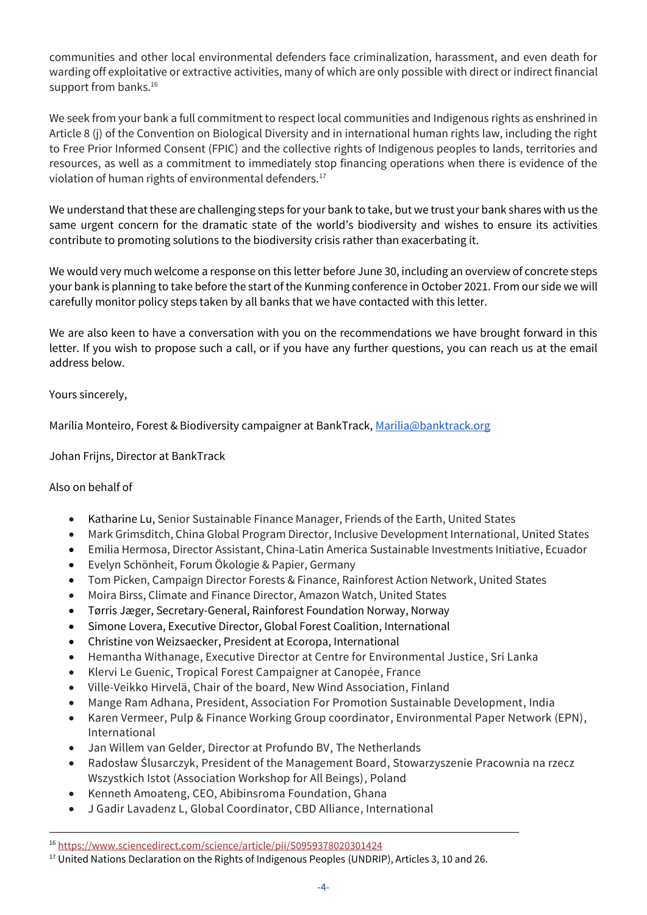communities and other local environmental defenders face criminalization, harassment, and even death for warding off exploitative or extractive activities, many of which are only possible with direct or indirect financial support from banks.[16]

We seek from your bank a full commitment to respect local communities and Indigenous rights as enshrined in Article 8 (j) of the Convention on Biological Diversity and in international human rights law, including the right to Free Prior Informed Consent (FPIC) and the collective rights of Indigenous peoples to lands, territories and resources, as well as a commitment to immediately stop financing operations when there is evidence of the violation of human rights of environmental defenders.[17]

We understand that these are challenging steps for your bank to take, but we trust your bank shares with us the same urgent concern for the dramatic state of the world's biodiversity and wishes to ensure its activities contribute to promoting solutions to the biodiversity crisis rather than exacerbating it.

We would very much welcome a response on this letter before June 30, including an overview of concrete steps your bank is planning to take before the start of the Kunming conference in October 2021. From our side we will carefully monitor policy steps taken by all banks that we have contacted with this letter.

We are also keen to have a conversation with you on the recommendations we have brought forward in this letter. If you wish to propose such a call, or if you have any further questions, you can reach us at the email address below.

Yours sincerely,

Marília Monteiro, Forest & Biodiversity campaigner at BankTrack, Marilia@banktrack.org

Johan Frijns, Director at BankTrack

Also on behalf of

- Katharine Lu, Senior Sustainable Finance Manager, Friends of the Earth, United States
- Mark Grimsditch, China Global Program Director, Inclusive Development International, United States
- Emilia Hermosa, Director Assistant, China-Latin America Sustainable Investments Initiative, Ecuador
- Evelyn Schönheit, Forum Ökologie & Papier, Germany
- Tom Picken, Campaign Director Forests & Finance, Rainforest Action Network, United States
- Moira Birss, Climate and Finance Director, Amazon Watch, United States
- Tørris Jæger, Secretary-General, Rainforest Foundation Norway, Norway
- Simone Lovera, Executive Director, Global Forest Coalition, International
- Christine von Weizsaecker, President at Ecoropa, International
- Hemantha Withanage, Executive Director at Centre for Environmental Justice, Sri Lanka
- Klervi Le Guenic, Tropical Forest Campaigner at Canopée, France
- Ville-Veikko Hirvelä, Chair of the board, New Wind Association, Finland
- Mange Ram Adhana, President, Association For Promotion Sustainable Development, India
- Karen Vermeer, Pulp & Finance Working Group coordinator, Environmental Paper Network (EPN), International
- Jan Willem van Gelder, Director at Profundo BV, The Netherlands
- Radosław Ślusarczyk, President of the Management Board, Stowarzyszenie Pracownia na rzecz Wszystkich Istot (Association Workshop for All Beings), Poland
- Kenneth Amoateng, CEO, Abibinsroma Foundation, Ghana
- J Gadir Lavadenz L, Global Coordinator, CBD Alliance, International

[16] https://www.sciencedirect.com/science/article/pii/S0959378020301424

[17] United Nations Declaration on the Rights of Indigenous Peoples (UNDRIP), Articles 3, 10 and 26.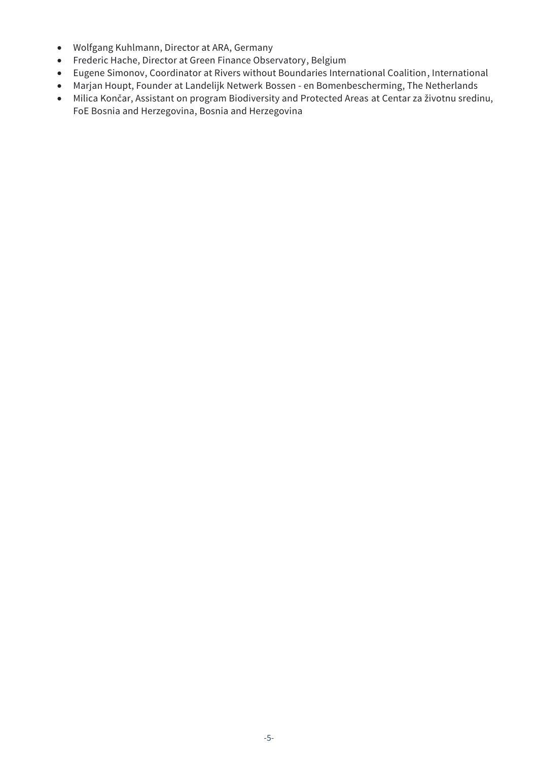- Wolfgang Kuhlmann, Director at ARA, Germany
- Frederic Hache, Director at Green Finance Observatory, Belgium
- Eugene Simonov, Coordinator at Rivers without Boundaries International Coalition, International
- Marjan Houpt, Founder at Landelijk Netwerk Bossen - en Bomenbescherming, The Netherlands
- Milica Končar, Assistant on program Biodiversity and Protected Areas at Centar za životnu sredinu, FoE Bosnia and Herzegovina, Bosnia and Herzegovina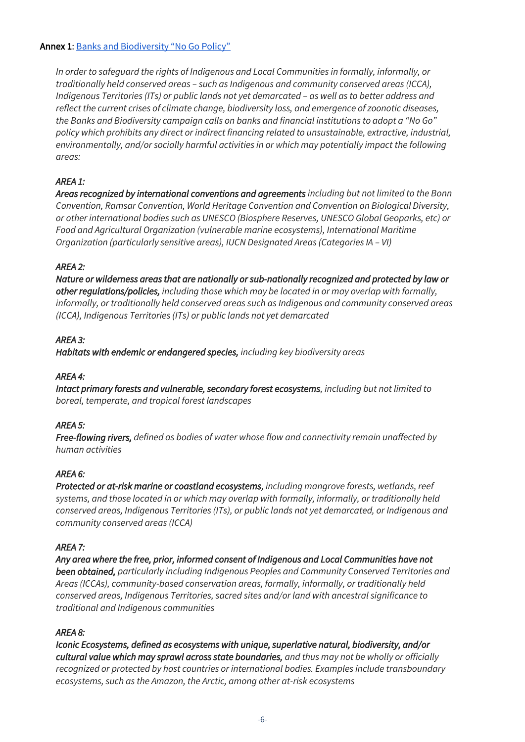**Annex 1**: [Banks and Biodiversity "No Go Policy"]()

*In order to safeguard the rights of Indigenous and Local Communities in formally, informally, or traditionally held conserved areas – such as Indigenous and community conserved areas (ICCA), Indigenous Territories (ITs) or public lands not yet demarcated – as well as to better address and reflect the current crises of climate change, biodiversity loss, and emergence of zoonotic diseases, the Banks and Biodiversity campaign calls on banks and financial institutions to adopt a "No Go" policy which prohibits any direct or indirect financing related to unsustainable, extractive, industrial, environmentally, and/or socially harmful activities in or which may potentially impact the following areas:*

*AREA 1:*
***Areas recognized by international conventions and agreements** including but not limited to the Bonn Convention, Ramsar Convention, World Heritage Convention and Convention on Biological Diversity, or other international bodies such as UNESCO (Biosphere Reserves, UNESCO Global Geoparks, etc) or Food and Agricultural Organization (vulnerable marine ecosystems), International Maritime Organization (particularly sensitive areas), IUCN Designated Areas (Categories IA – VI)*

*AREA 2:*
***Nature or wilderness areas that are nationally or sub-nationally recognized and protected by law or other regulations/policies,** including those which may be located in or may overlap with formally, informally, or traditionally held conserved areas such as Indigenous and community conserved areas (ICCA), Indigenous Territories (ITs) or public lands not yet demarcated*

*AREA 3:*
***Habitats with endemic or endangered species,** including key biodiversity areas*

*AREA 4:*
***Intact primary forests and vulnerable, secondary forest ecosystems**, including but not limited to boreal, temperate, and tropical forest landscapes*

*AREA 5:*
***Free-flowing rivers,** defined as bodies of water whose flow and connectivity remain unaffected by human activities*

*AREA 6:*
***Protected or at-risk marine or coastland ecosystems**, including mangrove forests, wetlands, reef systems, and those located in or which may overlap with formally, informally, or traditionally held conserved areas, Indigenous Territories (ITs), or public lands not yet demarcated, or Indigenous and community conserved areas (ICCA)*

*AREA 7:*
***Any area where the free, prior, informed consent of Indigenous and Local Communities have not been obtained,** particularly including Indigenous Peoples and Community Conserved Territories and Areas (ICCAs), community-based conservation areas, formally, informally, or traditionally held conserved areas, Indigenous Territories, sacred sites and/or land with ancestral significance to traditional and Indigenous communities*

*AREA 8:*
***Iconic Ecosystems, defined as ecosystems with unique, superlative natural, biodiversity, and/or cultural value which may sprawl across state boundaries,** and thus may not be wholly or officially recognized or protected by host countries or international bodies. Examples include transboundary ecosystems, such as the Amazon, the Arctic, among other at-risk ecosystems*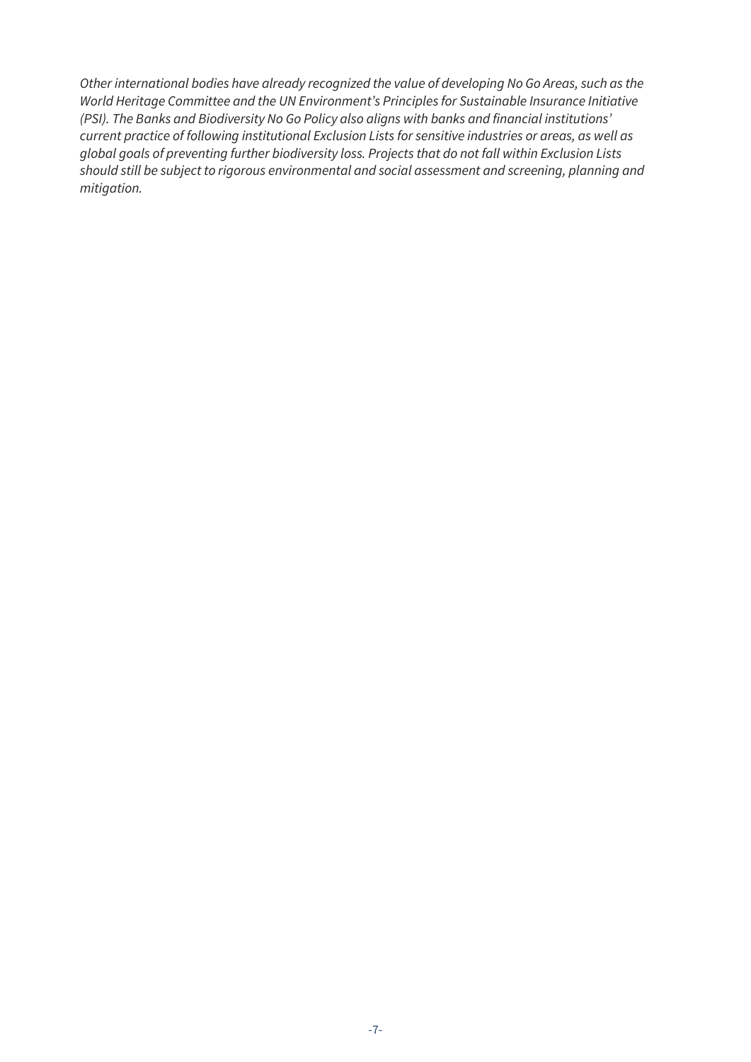*Other international bodies have already recognized the value of developing No Go Areas, such as the World Heritage Committee and the UN Environment's Principles for Sustainable Insurance Initiative (PSI). The Banks and Biodiversity No Go Policy also aligns with banks and financial institutions' current practice of following institutional Exclusion Lists for sensitive industries or areas, as well as global goals of preventing further biodiversity loss. Projects that do not fall within Exclusion Lists should still be subject to rigorous environmental and social assessment and screening, planning and mitigation.*